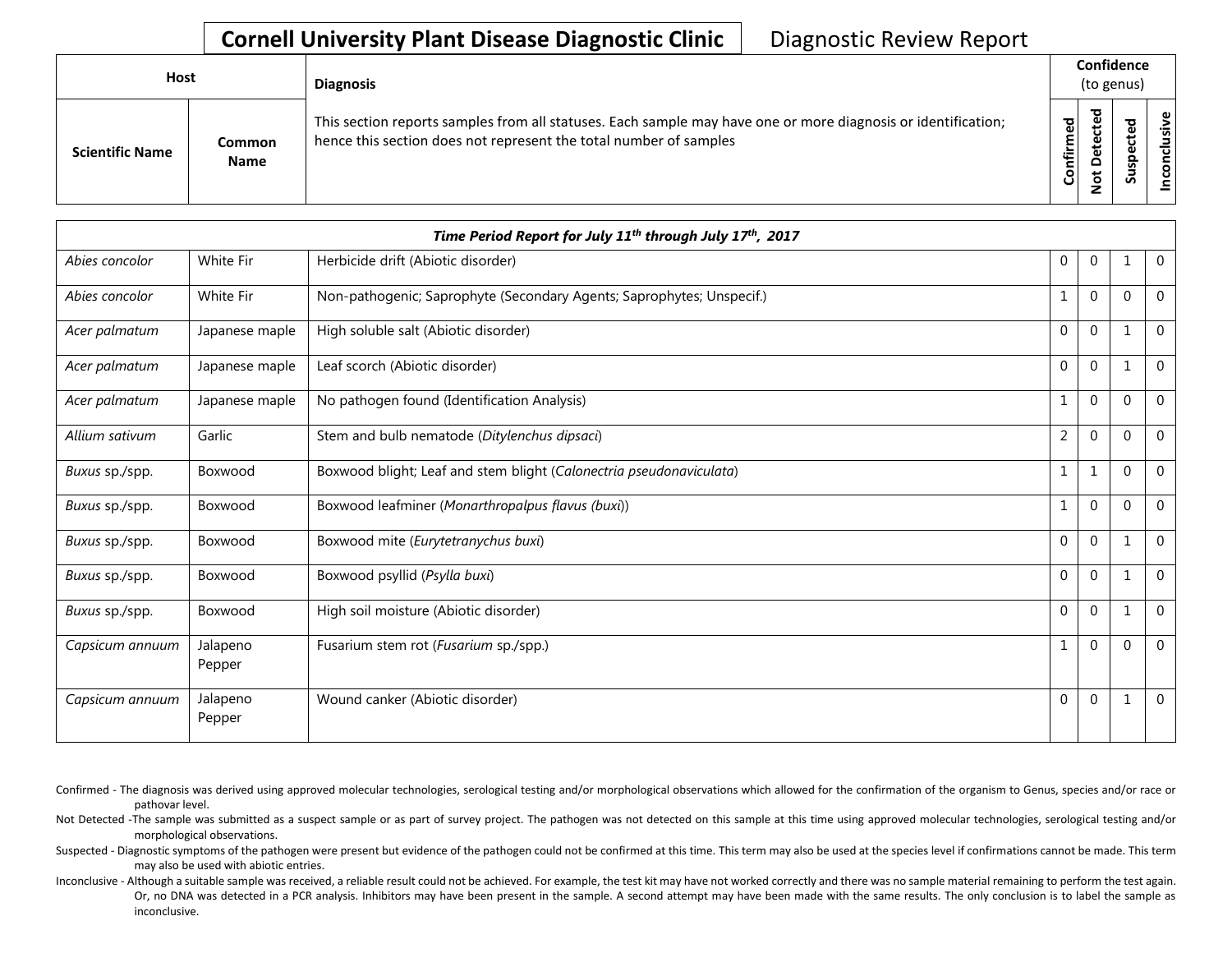# Cornell University Plant Disease Diagnostic Clinic

Diagnostic Review Report

| Host | | Diagnosis | Confidence (to genus) | | | |
|---|---|---|---|---|---|---|
| Scientific Name | Common Name | This section reports samples from all statuses. Each sample may have one or more diagnosis or identification; hence this section does not represent the total number of samples | Confirmed | Not Detected | Suspected | Inconclusive |

| *Time Period Report for July 11th through July 17th, 2017* | | | | | | |
|---|---|---|---|---|---|---|
| *Abies concolor* | White Fir | Herbicide drift (Abiotic disorder) | 0 | 0 | 1 | 0 |
| *Abies concolor* | White Fir | Non-pathogenic; Saprophyte (Secondary Agents; Saprophytes; Unspecif.) | 1 | 0 | 0 | 0 |
| *Acer palmatum* | Japanese maple | High soluble salt (Abiotic disorder) | 0 | 0 | 1 | 0 |
| *Acer palmatum* | Japanese maple | Leaf scorch (Abiotic disorder) | 0 | 0 | 1 | 0 |
| *Acer palmatum* | Japanese maple | No pathogen found (Identification Analysis) | 1 | 0 | 0 | 0 |
| *Allium sativum* | Garlic | Stem and bulb nematode (*Ditylenchus dipsaci*) | 2 | 0 | 0 | 0 |
| *Buxus* sp./spp. | Boxwood | Boxwood blight; Leaf and stem blight (*Calonectria pseudonaviculata*) | 1 | 1 | 0 | 0 |
| *Buxus* sp./spp. | Boxwood | Boxwood leafminer (*Monarthropalpus flavus (buxi)*) | 1 | 0 | 0 | 0 |
| *Buxus* sp./spp. | Boxwood | Boxwood mite (*Eurytetranychus buxi*) | 0 | 0 | 1 | 0 |
| *Buxus* sp./spp. | Boxwood | Boxwood psyllid (*Psylla buxi*) | 0 | 0 | 1 | 0 |
| *Buxus* sp./spp. | Boxwood | High soil moisture (Abiotic disorder) | 0 | 0 | 1 | 0 |
| *Capsicum annuum* | Jalapeno Pepper | Fusarium stem rot (*Fusarium* sp./spp.) | 1 | 0 | 0 | 0 |
| *Capsicum annuum* | Jalapeno Pepper | Wound canker (Abiotic disorder) | 0 | 0 | 1 | 0 |

Confirmed - The diagnosis was derived using approved molecular technologies, serological testing and/or morphological observations which allowed for the confirmation of the organism to Genus, species and/or race or pathovar level.

Not Detected -The sample was submitted as a suspect sample or as part of survey project. The pathogen was not detected on this sample at this time using approved molecular technologies, serological testing and/or morphological observations.

Suspected - Diagnostic symptoms of the pathogen were present but evidence of the pathogen could not be confirmed at this time. This term may also be used at the species level if confirmations cannot be made. This term may also be used with abiotic entries.

Inconclusive - Although a suitable sample was received, a reliable result could not be achieved. For example, the test kit may have not worked correctly and there was no sample material remaining to perform the test again. Or, no DNA was detected in a PCR analysis. Inhibitors may have been present in the sample. A second attempt may have been made with the same results. The only conclusion is to label the sample as inconclusive.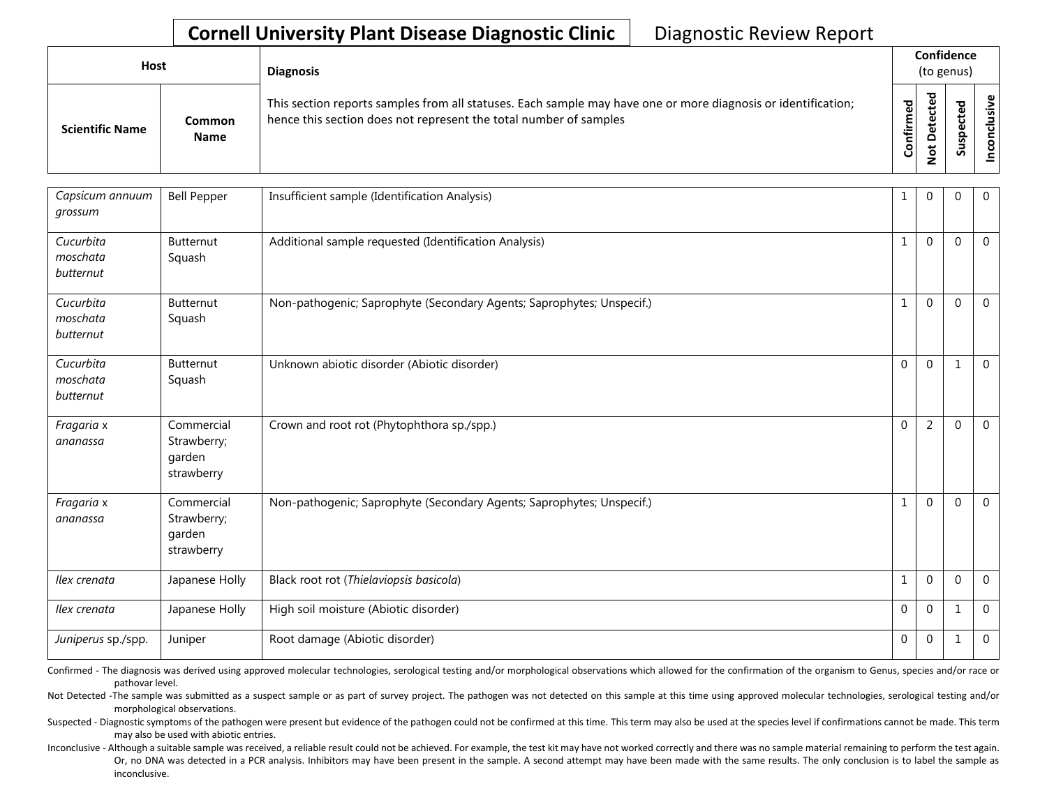# Cornell University Plant Disease Diagnostic Clinic

Diagnostic Review Report

| Host | | Diagnosis | Confidence (to genus) | | | |
|---|---|---|---|---|---|---|
| Scientific Name | Common Name | This section reports samples from all statuses. Each sample may have one or more diagnosis or identification; hence this section does not represent the total number of samples | Confirmed | Not Detected | Suspected | Inconclusive |
| *Capsicum annuum grossum* | Bell Pepper | Insufficient sample (Identification Analysis) | 1 | 0 | 0 | 0 |
| *Cucurbita moschata butternut* | Butternut Squash | Additional sample requested (Identification Analysis) | 1 | 0 | 0 | 0 |
| *Cucurbita moschata butternut* | Butternut Squash | Non-pathogenic; Saprophyte (Secondary Agents; Saprophytes; Unspecif.) | 1 | 0 | 0 | 0 |
| *Cucurbita moschata butternut* | Butternut Squash | Unknown abiotic disorder (Abiotic disorder) | 0 | 0 | 1 | 0 |
| *Fragaria* x *ananassa* | Commercial Strawberry; garden strawberry | Crown and root rot (Phytophthora sp./spp.) | 0 | 2 | 0 | 0 |
| *Fragaria* x *ananassa* | Commercial Strawberry; garden strawberry | Non-pathogenic; Saprophyte (Secondary Agents; Saprophytes; Unspecif.) | 1 | 0 | 0 | 0 |
| *Ilex crenata* | Japanese Holly | Black root rot (*Thielaviopsis basicola*) | 1 | 0 | 0 | 0 |
| *Ilex crenata* | Japanese Holly | High soil moisture (Abiotic disorder) | 0 | 0 | 1 | 0 |
| *Juniperus* sp./spp. | Juniper | Root damage (Abiotic disorder) | 0 | 0 | 1 | 0 |

Confirmed - The diagnosis was derived using approved molecular technologies, serological testing and/or morphological observations which allowed for the confirmation of the organism to Genus, species and/or race or pathovar level.

Not Detected -The sample was submitted as a suspect sample or as part of survey project. The pathogen was not detected on this sample at this time using approved molecular technologies, serological testing and/or morphological observations.

Suspected - Diagnostic symptoms of the pathogen were present but evidence of the pathogen could not be confirmed at this time. This term may also be used at the species level if confirmations cannot be made. This term may also be used with abiotic entries.

Inconclusive - Although a suitable sample was received, a reliable result could not be achieved. For example, the test kit may have not worked correctly and there was no sample material remaining to perform the test again. Or, no DNA was detected in a PCR analysis. Inhibitors may have been present in the sample. A second attempt may have been made with the same results. The only conclusion is to label the sample as inconclusive.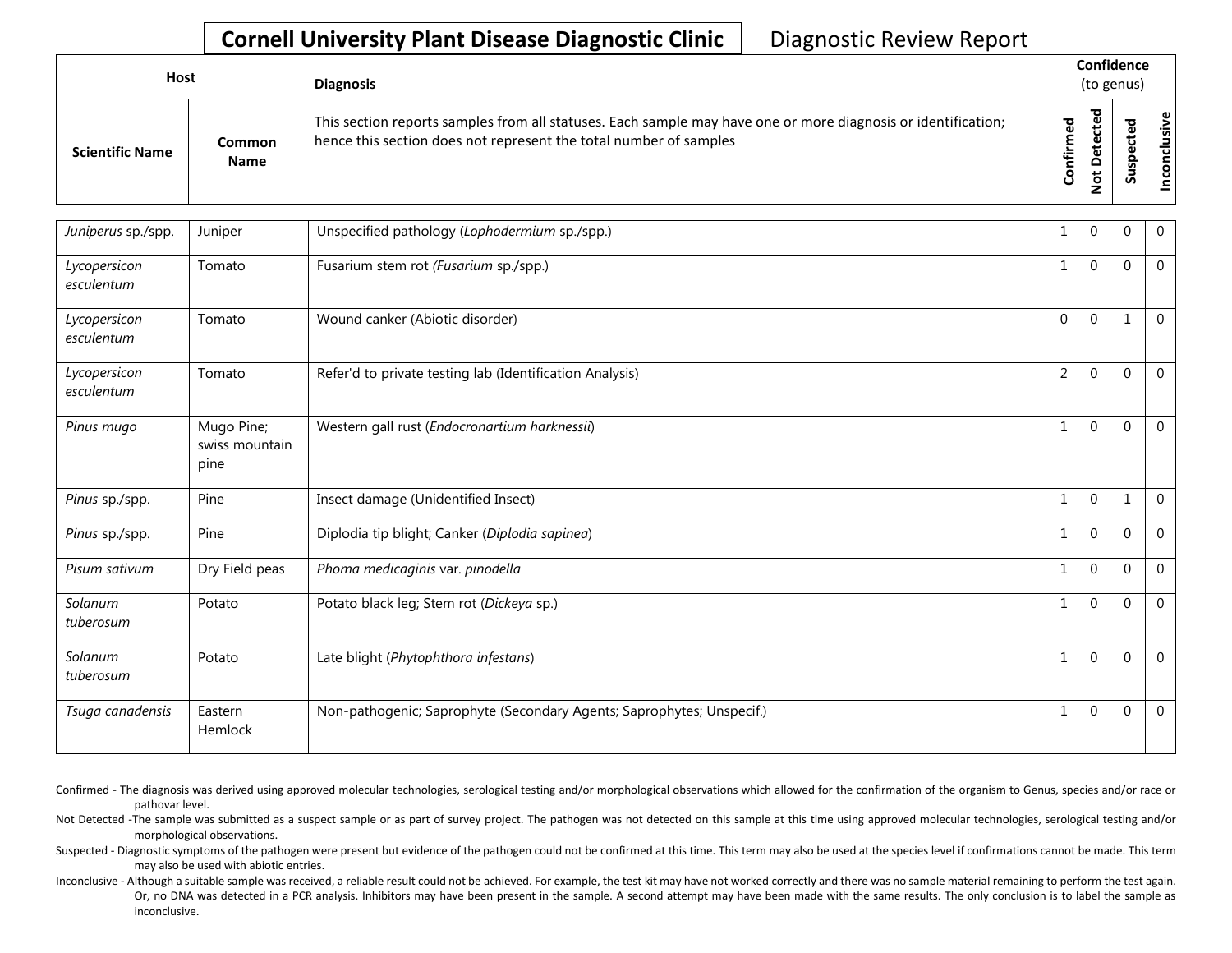**Cornell University Plant Disease Diagnostic Clinic** Diagnostic Review Report

| Host | | Diagnosis | Confidence (to genus) | | | |
|---|---|---|---|---|---|---|
| **Scientific Name** | **Common Name** | This section reports samples from all statuses. Each sample may have one or more diagnosis or identification; hence this section does not represent the total number of samples | **Confirmed** | **Not Detected** | **Suspected** | **Inconclusive** |
| *Juniperus* sp./spp. | Juniper | Unspecified pathology (*Lophodermium* sp./spp.) | 1 | 0 | 0 | 0 |
| *Lycopersicon esculentum* | Tomato | Fusarium stem rot (*Fusarium* sp./spp.) | 1 | 0 | 0 | 0 |
| *Lycopersicon esculentum* | Tomato | Wound canker (Abiotic disorder) | 0 | 0 | 1 | 0 |
| *Lycopersicon esculentum* | Tomato | Refer'd to private testing lab (Identification Analysis) | 2 | 0 | 0 | 0 |
| *Pinus mugo* | Mugo Pine; swiss mountain pine | Western gall rust (*Endocronartium harknessii*) | 1 | 0 | 0 | 0 |
| *Pinus* sp./spp. | Pine | Insect damage (Unidentified Insect) | 1 | 0 | 1 | 0 |
| *Pinus* sp./spp. | Pine | Diplodia tip blight; Canker (*Diplodia sapinea*) | 1 | 0 | 0 | 0 |
| *Pisum sativum* | Dry Field peas | *Phoma medicaginis* var. *pinodella* | 1 | 0 | 0 | 0 |
| *Solanum tuberosum* | Potato | Potato black leg; Stem rot (*Dickeya* sp.) | 1 | 0 | 0 | 0 |
| *Solanum tuberosum* | Potato | Late blight (*Phytophthora infestans*) | 1 | 0 | 0 | 0 |
| *Tsuga canadensis* | Eastern Hemlock | Non-pathogenic; Saprophyte (Secondary Agents; Saprophytes; Unspecif.) | 1 | 0 | 0 | 0 |

Confirmed - The diagnosis was derived using approved molecular technologies, serological testing and/or morphological observations which allowed for the confirmation of the organism to Genus, species and/or race or pathovar level.

Not Detected -The sample was submitted as a suspect sample or as part of survey project. The pathogen was not detected on this sample at this time using approved molecular technologies, serological testing and/or morphological observations.

Suspected - Diagnostic symptoms of the pathogen were present but evidence of the pathogen could not be confirmed at this time. This term may also be used at the species level if confirmations cannot be made. This term may also be used with abiotic entries.

Inconclusive - Although a suitable sample was received, a reliable result could not be achieved. For example, the test kit may have not worked correctly and there was no sample material remaining to perform the test again. Or, no DNA was detected in a PCR analysis. Inhibitors may have been present in the sample. A second attempt may have been made with the same results. The only conclusion is to label the sample as inconclusive.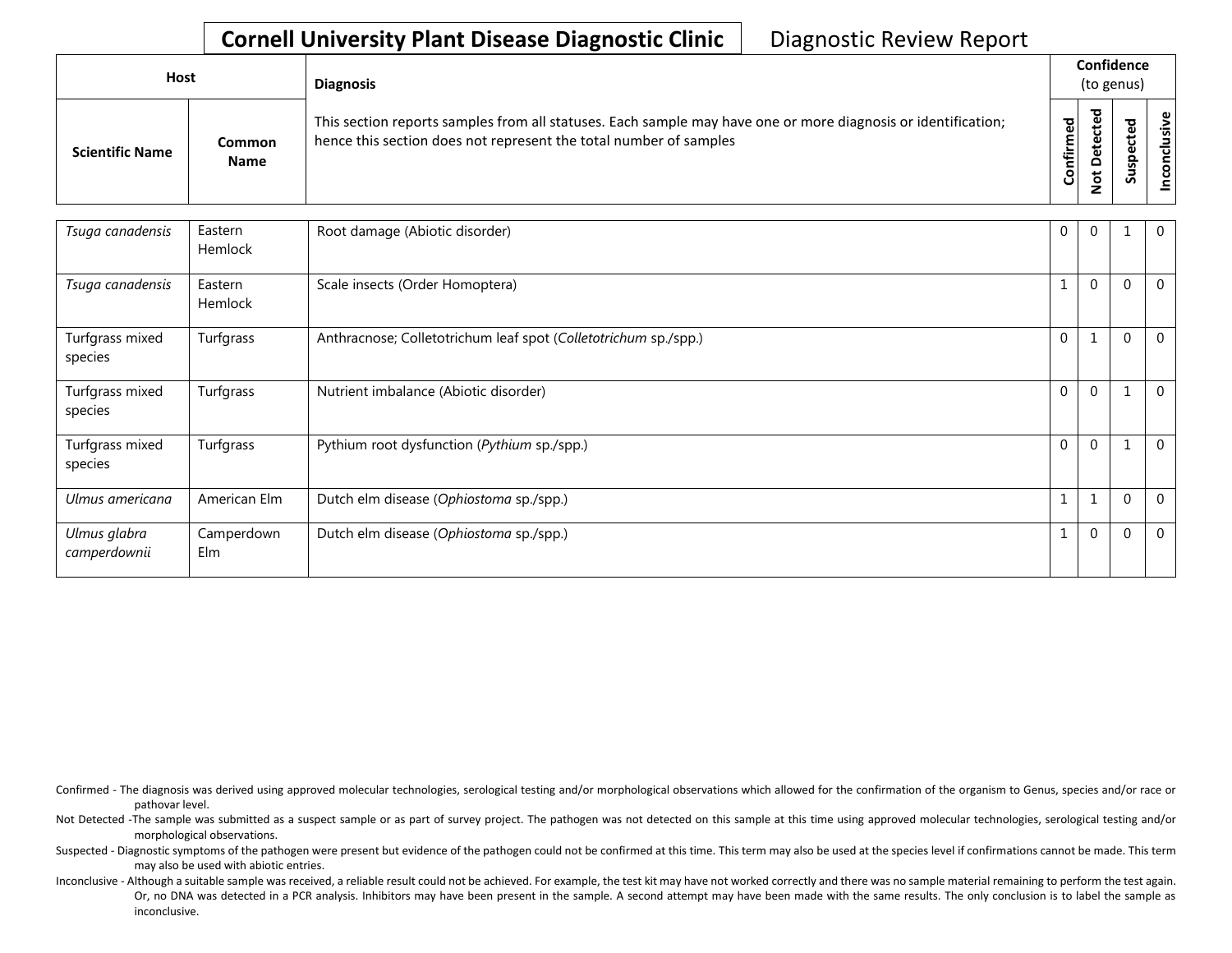**Cornell University Plant Disease Diagnostic Clinic** Diagnostic Review Report

| Host | | Diagnosis | Confidence (to genus) | | | |
|---|---|---|---|---|---|---|
| **Scientific Name** | **Common Name** | This section reports samples from all statuses. Each sample may have one or more diagnosis or identification; hence this section does not represent the total number of samples | **Confirmed** | **Not Detected** | **Suspected** | **Inconclusive** |
| *Tsuga canadensis* | Eastern Hemlock | Root damage (Abiotic disorder) | 0 | 0 | 1 | 0 |
| *Tsuga canadensis* | Eastern Hemlock | Scale insects (Order Homoptera) | 1 | 0 | 0 | 0 |
| Turfgrass mixed species | Turfgrass | Anthracnose; Colletotrichum leaf spot (*Colletotrichum* sp./spp.) | 0 | 1 | 0 | 0 |
| Turfgrass mixed species | Turfgrass | Nutrient imbalance (Abiotic disorder) | 0 | 0 | 1 | 0 |
| Turfgrass mixed species | Turfgrass | Pythium root dysfunction (*Pythium* sp./spp.) | 0 | 0 | 1 | 0 |
| *Ulmus americana* | American Elm | Dutch elm disease (*Ophiostoma* sp./spp.) | 1 | 1 | 0 | 0 |
| *Ulmus glabra camperdownii* | Camperdown Elm | Dutch elm disease (*Ophiostoma* sp./spp.) | 1 | 0 | 0 | 0 |

Confirmed - The diagnosis was derived using approved molecular technologies, serological testing and/or morphological observations which allowed for the confirmation of the organism to Genus, species and/or race or pathovar level.

Not Detected -The sample was submitted as a suspect sample or as part of survey project. The pathogen was not detected on this sample at this time using approved molecular technologies, serological testing and/or morphological observations.

Suspected - Diagnostic symptoms of the pathogen were present but evidence of the pathogen could not be confirmed at this time. This term may also be used at the species level if confirmations cannot be made. This term may also be used with abiotic entries.

Inconclusive - Although a suitable sample was received, a reliable result could not be achieved. For example, the test kit may have not worked correctly and there was no sample material remaining to perform the test again. Or, no DNA was detected in a PCR analysis. Inhibitors may have been present in the sample. A second attempt may have been made with the same results. The only conclusion is to label the sample as inconclusive.